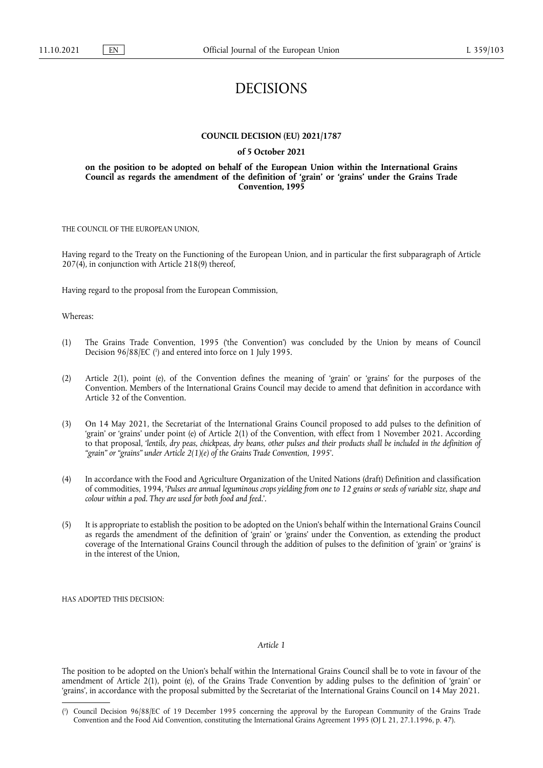# DECISIONS

**COUNCIL DECISION (EU) 2021/1787**

**of 5 October 2021**

**on the position to be adopted on behalf of the European Union within the International Grains Council as regards the amendment of the definition of 'grain' or 'grains' under the Grains Trade Convention, 1995**

THE COUNCIL OF THE EUROPEAN UNION,

Having regard to the Treaty on the Functioning of the European Union, and in particular the first subparagraph of Article 207(4), in conjunction with Article 218(9) thereof,

Having regard to the proposal from the European Commission,

Whereas:

(1) The Grains Trade Convention, 1995 ('the Convention') was concluded by the Union by means of Council Decision 96/88/EC [1] and entered into force on 1 July 1995.

(2) Article 2(1), point (e), of the Convention defines the meaning of 'grain' or 'grains' for the purposes of the Convention. Members of the International Grains Council may decide to amend that definition in accordance with Article 32 of the Convention.

(3) On 14 May 2021, the Secretariat of the International Grains Council proposed to add pulses to the definition of 'grain' or 'grains' under point (e) of Article 2(1) of the Convention, with effect from 1 November 2021. According to that proposal, '*lentils, dry peas, chickpeas, dry beans, other pulses and their products shall be included in the definition of "grain" or "grains" under Article 2(1)(e) of the Grains Trade Convention, 1995*'.

(4) In accordance with the Food and Agriculture Organization of the United Nations (draft) Definition and classification of commodities, 1994, '*Pulses are annual leguminous crops yielding from one to 12 grains or seeds of variable size, shape and colour within a pod. They are used for both food and feed.*'.

(5) It is appropriate to establish the position to be adopted on the Union's behalf within the International Grains Council as regards the amendment of the definition of 'grain' or 'grains' under the Convention, as extending the product coverage of the International Grains Council through the addition of pulses to the definition of 'grain' or 'grains' is in the interest of the Union,

HAS ADOPTED THIS DECISION:

*Article 1*

The position to be adopted on the Union's behalf within the International Grains Council shall be to vote in favour of the amendment of Article 2(1), point (e), of the Grains Trade Convention by adding pulses to the definition of 'grain' or 'grains', in accordance with the proposal submitted by the Secretariat of the International Grains Council on 14 May 2021.

---

[1] Council Decision 96/88/EC of 19 December 1995 concerning the approval by the European Community of the Grains Trade Convention and the Food Aid Convention, constituting the International Grains Agreement 1995 (OJ L 21, 27.1.1996, p. 47).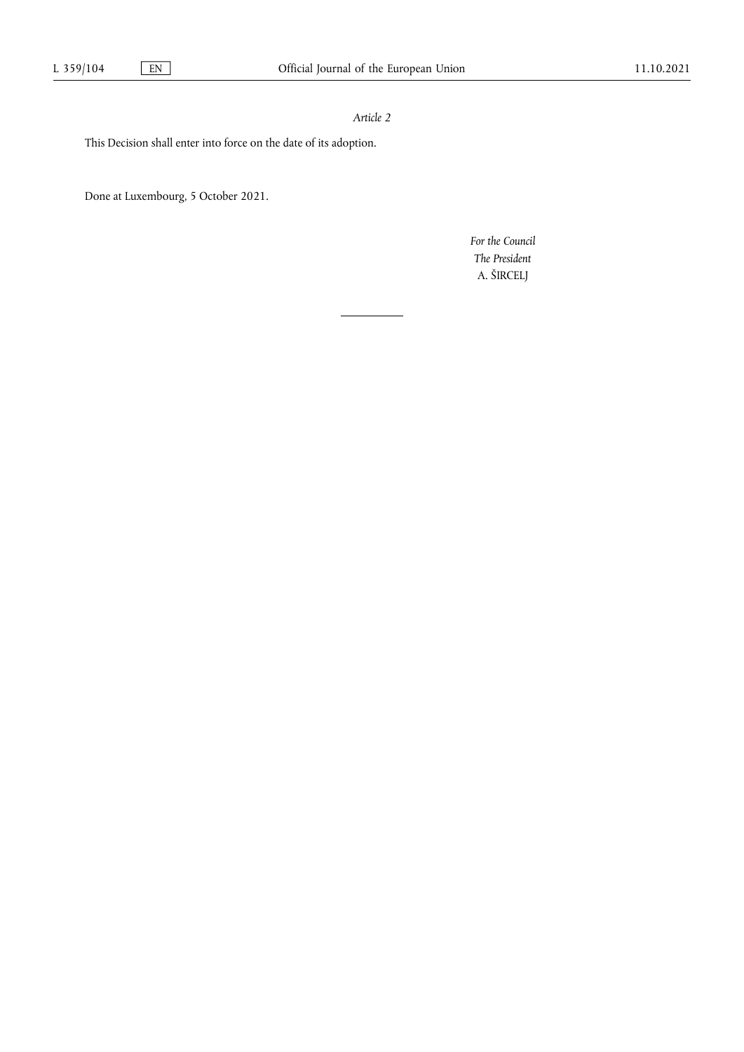*Article 2*

This Decision shall enter into force on the date of its adoption.

Done at Luxembourg, 5 October 2021.

*For the Council*

*The President*

A. ŠIRCELJ